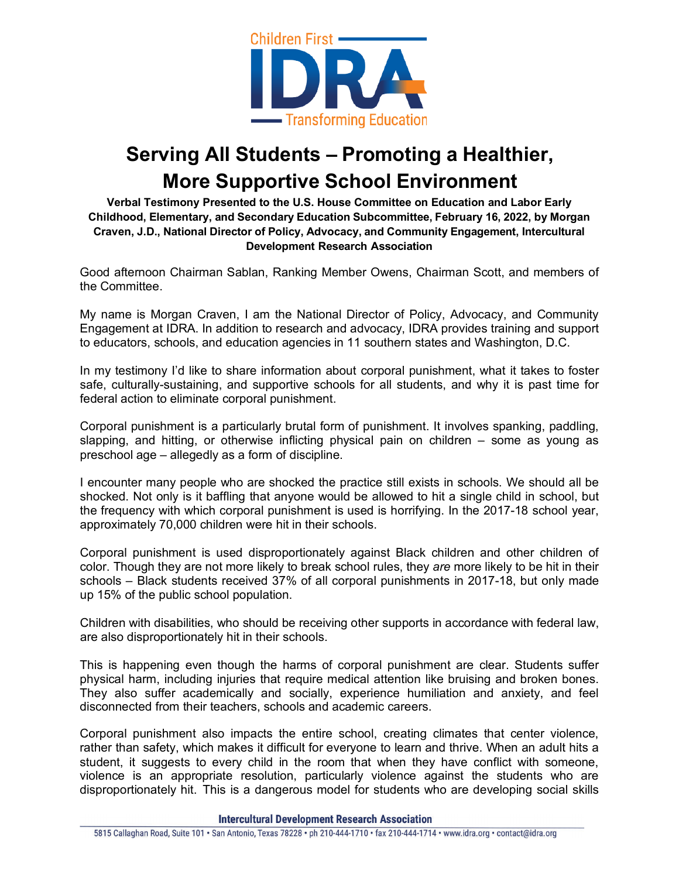# Serving All Students – Promoting a Healthier, More Supportive School Environment

**Verbal Testimony Presented to the U.S. House Committee on Education and Labor Early Childhood, Elementary, and Secondary Education Subcommittee, February 16, 2022, by Morgan Craven, J.D., National Director of Policy, Advocacy, and Community Engagement, Intercultural Development Research Association**

Good afternoon Chairman Sablan, Ranking Member Owens, Chairman Scott, and members of the Committee.

My name is Morgan Craven, I am the National Director of Policy, Advocacy, and Community Engagement at IDRA. In addition to research and advocacy, IDRA provides training and support to educators, schools, and education agencies in 11 southern states and Washington, D.C.

In my testimony I'd like to share information about corporal punishment, what it takes to foster safe, culturally-sustaining, and supportive schools for all students, and why it is past time for federal action to eliminate corporal punishment.

Corporal punishment is a particularly brutal form of punishment. It involves spanking, paddling, slapping, and hitting, or otherwise inflicting physical pain on children – some as young as preschool age – allegedly as a form of discipline.

I encounter many people who are shocked the practice still exists in schools. We should all be shocked. Not only is it baffling that anyone would be allowed to hit a single child in school, but the frequency with which corporal punishment is used is horrifying. In the 2017-18 school year, approximately 70,000 children were hit in their schools.

Corporal punishment is used disproportionately against Black children and other children of color. Though they are not more likely to break school rules, they *are* more likely to be hit in their schools – Black students received 37% of all corporal punishments in 2017-18, but only made up 15% of the public school population.

Children with disabilities, who should be receiving other supports in accordance with federal law, are also disproportionately hit in their schools.

This is happening even though the harms of corporal punishment are clear. Students suffer physical harm, including injuries that require medical attention like bruising and broken bones. They also suffer academically and socially, experience humiliation and anxiety, and feel disconnected from their teachers, schools and academic careers.

Corporal punishment also impacts the entire school, creating climates that center violence, rather than safety, which makes it difficult for everyone to learn and thrive. When an adult hits a student, it suggests to every child in the room that when they have conflict with someone, violence is an appropriate resolution, particularly violence against the students who are disproportionately hit. This is a dangerous model for students who are developing social skills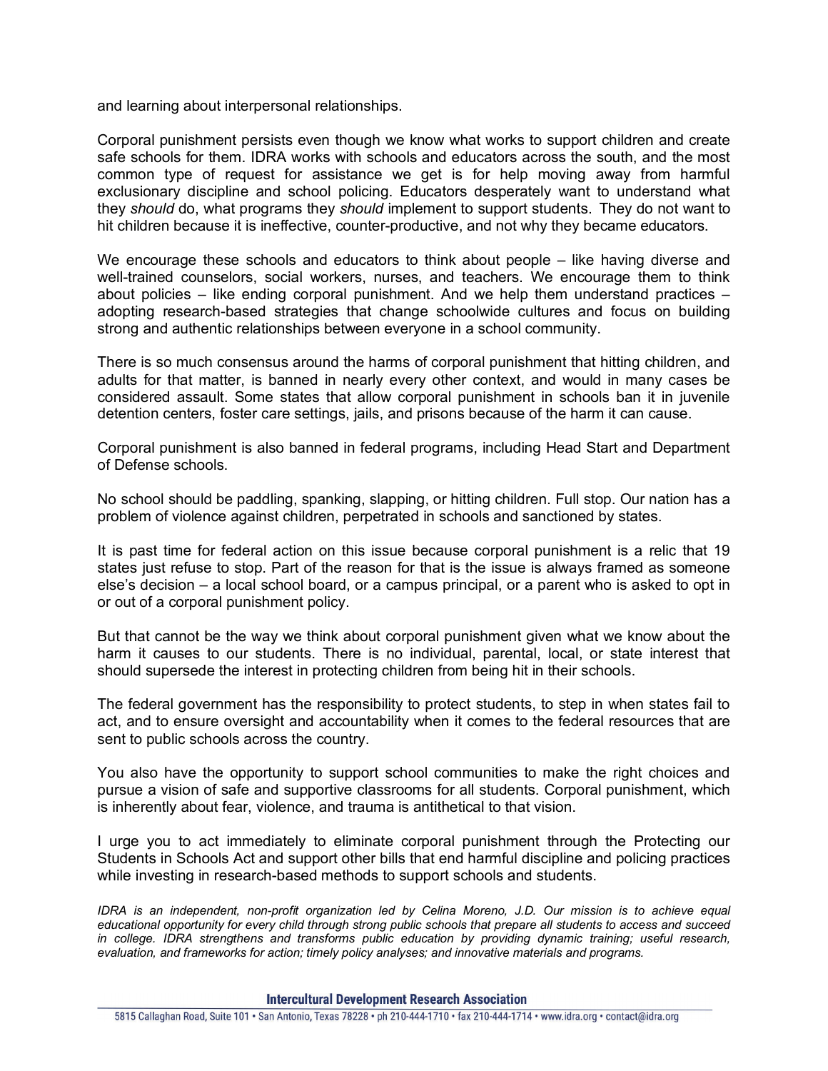and learning about interpersonal relationships.

Corporal punishment persists even though we know what works to support children and create safe schools for them. IDRA works with schools and educators across the south, and the most common type of request for assistance we get is for help moving away from harmful exclusionary discipline and school policing. Educators desperately want to understand what they *should* do, what programs they *should* implement to support students. They do not want to hit children because it is ineffective, counter-productive, and not why they became educators.

We encourage these schools and educators to think about people – like having diverse and well-trained counselors, social workers, nurses, and teachers. We encourage them to think about policies – like ending corporal punishment. And we help them understand practices – adopting research-based strategies that change schoolwide cultures and focus on building strong and authentic relationships between everyone in a school community.

There is so much consensus around the harms of corporal punishment that hitting children, and adults for that matter, is banned in nearly every other context, and would in many cases be considered assault. Some states that allow corporal punishment in schools ban it in juvenile detention centers, foster care settings, jails, and prisons because of the harm it can cause.

Corporal punishment is also banned in federal programs, including Head Start and Department of Defense schools.

No school should be paddling, spanking, slapping, or hitting children. Full stop. Our nation has a problem of violence against children, perpetrated in schools and sanctioned by states.

It is past time for federal action on this issue because corporal punishment is a relic that 19 states just refuse to stop. Part of the reason for that is the issue is always framed as someone else's decision – a local school board, or a campus principal, or a parent who is asked to opt in or out of a corporal punishment policy.

But that cannot be the way we think about corporal punishment given what we know about the harm it causes to our students. There is no individual, parental, local, or state interest that should supersede the interest in protecting children from being hit in their schools.

The federal government has the responsibility to protect students, to step in when states fail to act, and to ensure oversight and accountability when it comes to the federal resources that are sent to public schools across the country.

You also have the opportunity to support school communities to make the right choices and pursue a vision of safe and supportive classrooms for all students. Corporal punishment, which is inherently about fear, violence, and trauma is antithetical to that vision.

I urge you to act immediately to eliminate corporal punishment through the Protecting our Students in Schools Act and support other bills that end harmful discipline and policing practices while investing in research-based methods to support schools and students.

*IDRA is an independent, non-profit organization led by Celina Moreno, J.D. Our mission is to achieve equal educational opportunity for every child through strong public schools that prepare all students to access and succeed in college. IDRA strengthens and transforms public education by providing dynamic training; useful research, evaluation, and frameworks for action; timely policy analyses; and innovative materials and programs.*